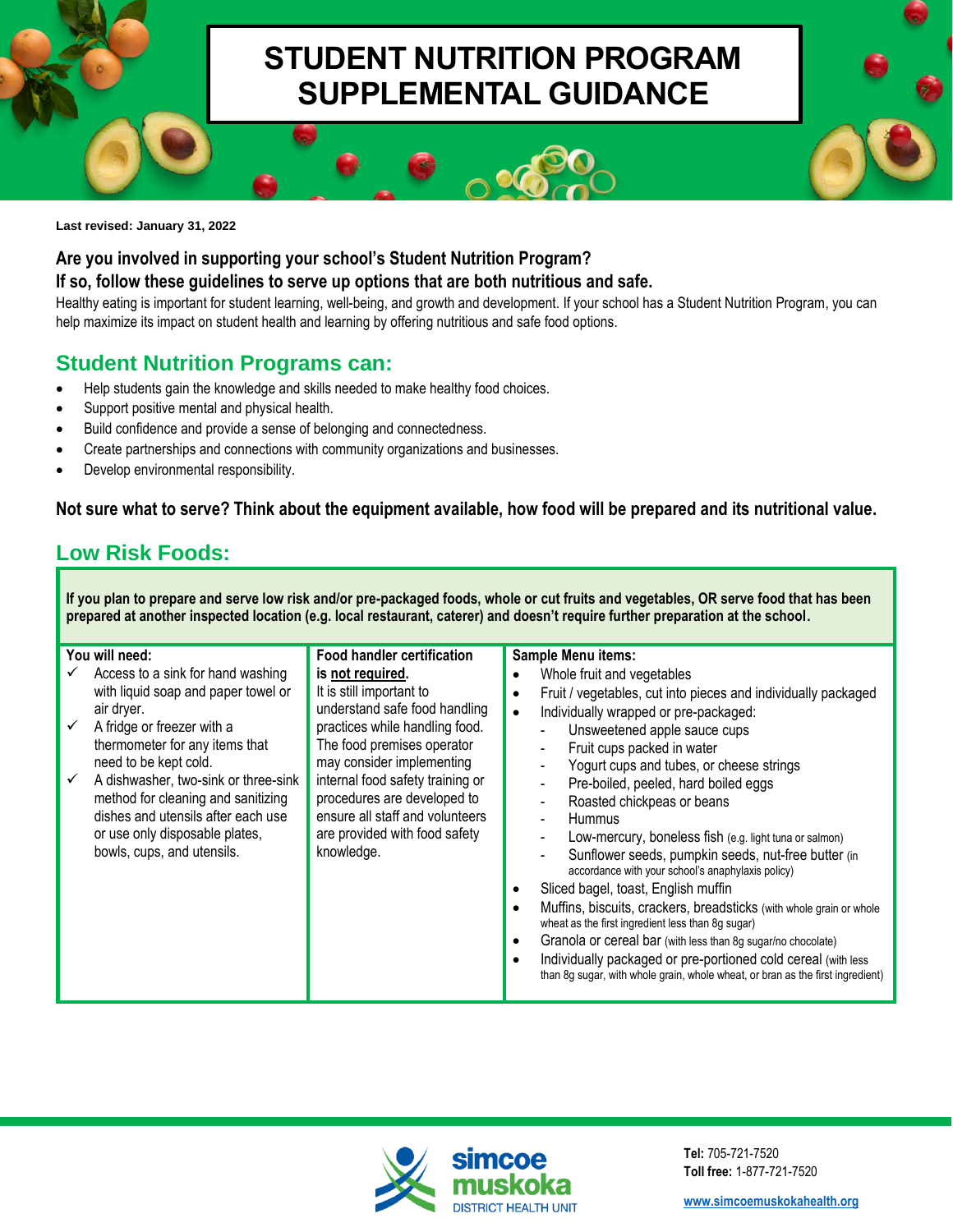# STUDENT NUTRITION PROGRAM SUPPLEMENTAL GUIDANCE

**Last revised: January 31, 2022**

**Are you involved in supporting your school's Student Nutrition Program?**
**If so, follow these guidelines to serve up options that are both nutritious and safe.**

Healthy eating is important for student learning, well-being, and growth and development. If your school has a Student Nutrition Program, you can help maximize its impact on student health and learning by offering nutritious and safe food options.

## Student Nutrition Programs can:

- Help students gain the knowledge and skills needed to make healthy food choices.
- Support positive mental and physical health.
- Build confidence and provide a sense of belonging and connectedness.
- Create partnerships and connections with community organizations and businesses.
- Develop environmental responsibility.

**Not sure what to serve? Think about the equipment available, how food will be prepared and its nutritional value.**

## Low Risk Foods:

**If you plan to prepare and serve low risk and/or pre-packaged foods, whole or cut fruits and vegetables, OR serve food that has been prepared at another inspected location (e.g. local restaurant, caterer) and doesn't require further preparation at the school.**

| You will need: | Food handler certification is not required. | Sample Menu items: |
|---|---|---|
| ✓ Access to a sink for hand washing with liquid soap and paper towel or air dryer.<br>✓ A fridge or freezer with a thermometer for any items that need to be kept cold.<br>✓ A dishwasher, two-sink or three-sink method for cleaning and sanitizing dishes and utensils after each use or use only disposable plates, bowls, cups, and utensils. | It is still important to understand safe food handling practices while handling food. The food premises operator may consider implementing internal food safety training or procedures are developed to ensure all staff and volunteers are provided with food safety knowledge. | • Whole fruit and vegetables<br>• Fruit / vegetables, cut into pieces and individually packaged<br>• Individually wrapped or pre-packaged:<br>- Unsweetened apple sauce cups<br>- Fruit cups packed in water<br>- Yogurt cups and tubes, or cheese strings<br>- Pre-boiled, peeled, hard boiled eggs<br>- Roasted chickpeas or beans<br>- Hummus<br>- Low-mercury, boneless fish (e.g. light tuna or salmon)<br>- Sunflower seeds, pumpkin seeds, nut-free butter (in accordance with your school's anaphylaxis policy)<br>• Sliced bagel, toast, English muffin<br>• Muffins, biscuits, crackers, breadsticks (with whole grain or whole wheat as the first ingredient less than 8g sugar)<br>• Granola or cereal bar (with less than 8g sugar/no chocolate)<br>• Individually packaged or pre-portioned cold cereal (with less than 8g sugar, with whole grain, whole wheat, or bran as the first ingredient) |

simcoe muskoka DISTRICT HEALTH UNIT

**Tel:** 705-721-7520
**Toll free:** 1-877-721-7520

www.simcoemuskokahealth.org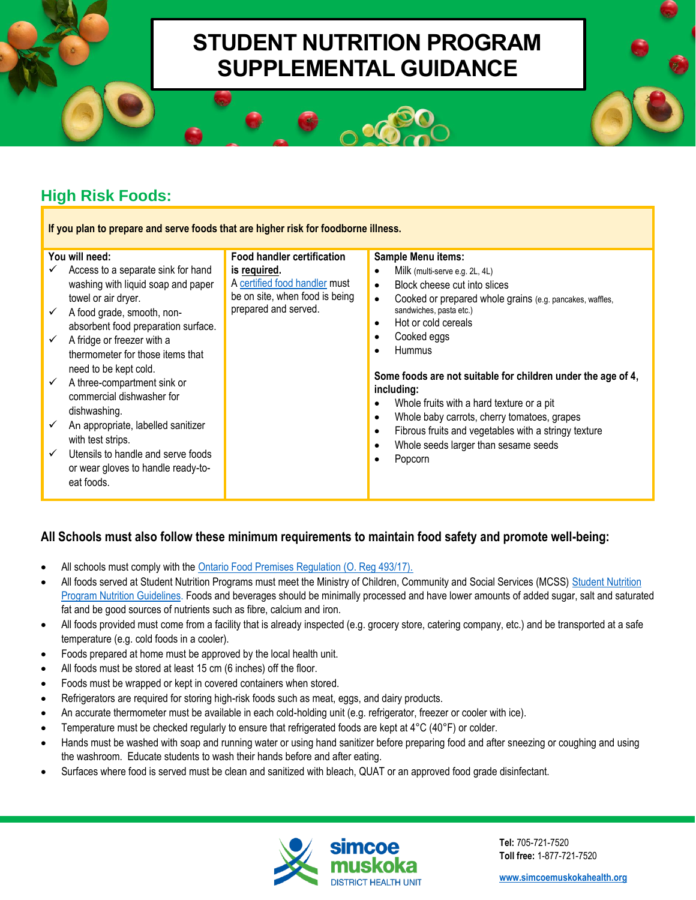# STUDENT NUTRITION PROGRAM SUPPLEMENTAL GUIDANCE

## High Risk Foods:

| If you plan to prepare and serve foods that are higher risk for foodborne illness. | | |
|---|---|---|
| **You will need:**<br>✓ Access to a separate sink for hand washing with liquid soap and paper towel or air dryer.<br>✓ A food grade, smooth, non-absorbent food preparation surface.<br>✓ A fridge or freezer with a thermometer for those items that need to be kept cold.<br>✓ A three-compartment sink or commercial dishwasher for dishwashing.<br>✓ An appropriate, labelled sanitizer with test strips.<br>✓ Utensils to handle and serve foods or wear gloves to handle ready-to-eat foods. | **Food handler certification is required.**<br>A certified food handler must be on site, when food is being prepared and served. | **Sample Menu items:**<br>• Milk (multi-serve e.g. 2L, 4L)<br>• Block cheese cut into slices<br>• Cooked or prepared whole grains (e.g. pancakes, waffles, sandwiches, pasta etc.)<br>• Hot or cold cereals<br>• Cooked eggs<br>• Hummus<br><br>**Some foods are not suitable for children under the age of 4, including:**<br>• Whole fruits with a hard texture or a pit<br>• Whole baby carrots, cherry tomatoes, grapes<br>• Fibrous fruits and vegetables with a stringy texture<br>• Whole seeds larger than sesame seeds<br>• Popcorn |

### All Schools must also follow these minimum requirements to maintain food safety and promote well-being:

- All schools must comply with the Ontario Food Premises Regulation (O. Reg 493/17).
- All foods served at Student Nutrition Programs must meet the Ministry of Children, Community and Social Services (MCSS) Student Nutrition Program Nutrition Guidelines. Foods and beverages should be minimally processed and have lower amounts of added sugar, salt and saturated fat and be good sources of nutrients such as fibre, calcium and iron.
- All foods provided must come from a facility that is already inspected (e.g. grocery store, catering company, etc.) and be transported at a safe temperature (e.g. cold foods in a cooler).
- Foods prepared at home must be approved by the local health unit.
- All foods must be stored at least 15 cm (6 inches) off the floor.
- Foods must be wrapped or kept in covered containers when stored.
- Refrigerators are required for storing high-risk foods such as meat, eggs, and dairy products.
- An accurate thermometer must be available in each cold-holding unit (e.g. refrigerator, freezer or cooler with ice).
- Temperature must be checked regularly to ensure that refrigerated foods are kept at 4°C (40°F) or colder.
- Hands must be washed with soap and running water or using hand sanitizer before preparing food and after sneezing or coughing and using the washroom. Educate students to wash their hands before and after eating.
- Surfaces where food is served must be clean and sanitized with bleach, QUAT or an approved food grade disinfectant.

simcoe muskoka DISTRICT HEALTH UNIT

**Tel:** 705-721-7520
**Toll free:** 1-877-721-7520

www.simcoemuskokahealth.org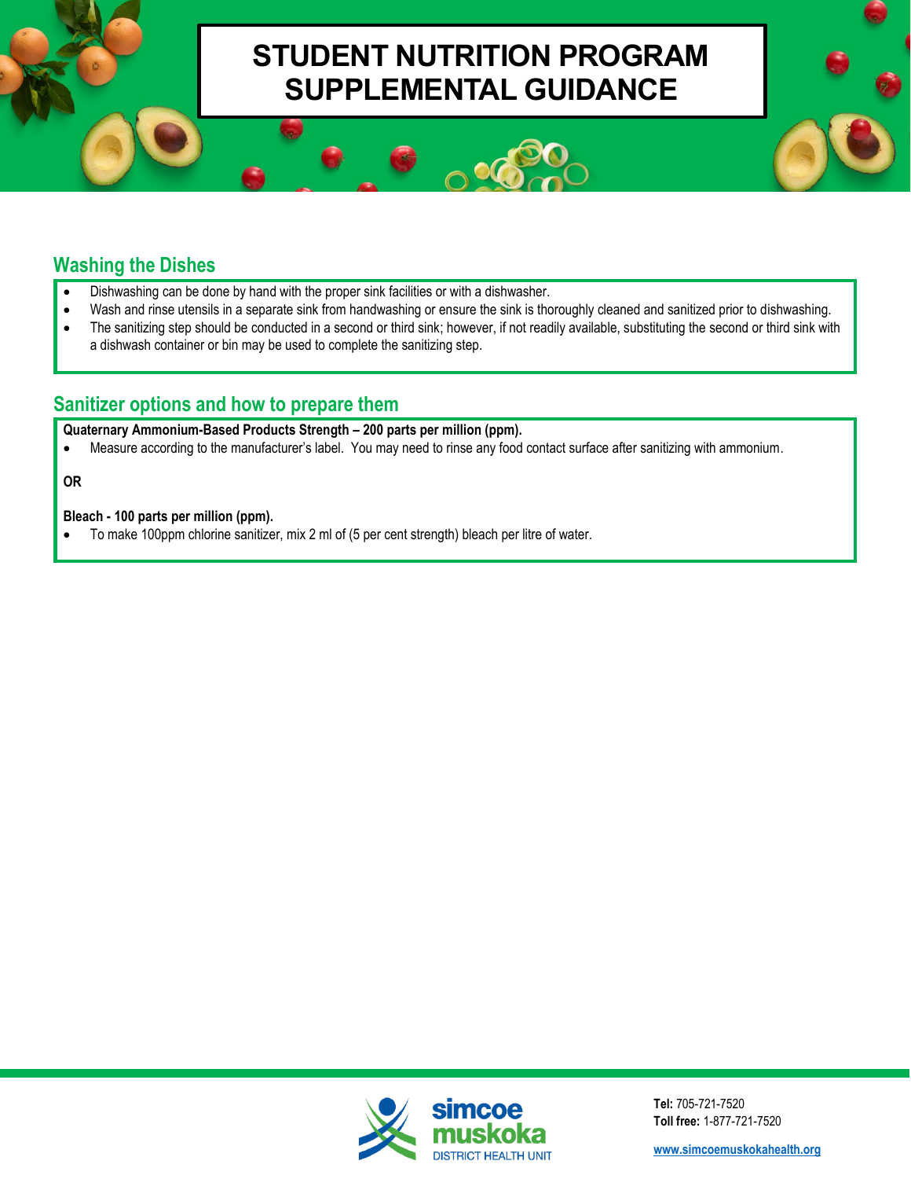# STUDENT NUTRITION PROGRAM SUPPLEMENTAL GUIDANCE

## Washing the Dishes

- Dishwashing can be done by hand with the proper sink facilities or with a dishwasher.
- Wash and rinse utensils in a separate sink from handwashing or ensure the sink is thoroughly cleaned and sanitized prior to dishwashing.
- The sanitizing step should be conducted in a second or third sink; however, if not readily available, substituting the second or third sink with a dishwash container or bin may be used to complete the sanitizing step.

## Sanitizer options and how to prepare them

**Quaternary Ammonium-Based Products Strength – 200 parts per million (ppm).**

- Measure according to the manufacturer's label. You may need to rinse any food contact surface after sanitizing with ammonium.

**OR**

**Bleach - 100 parts per million (ppm).**

- To make 100ppm chlorine sanitizer, mix 2 ml of (5 per cent strength) bleach per litre of water.

simcoe muskoka DISTRICT HEALTH UNIT

**Tel:** 705-721-7520
**Toll free:** 1-877-721-7520

www.simcoemuskokahealth.org